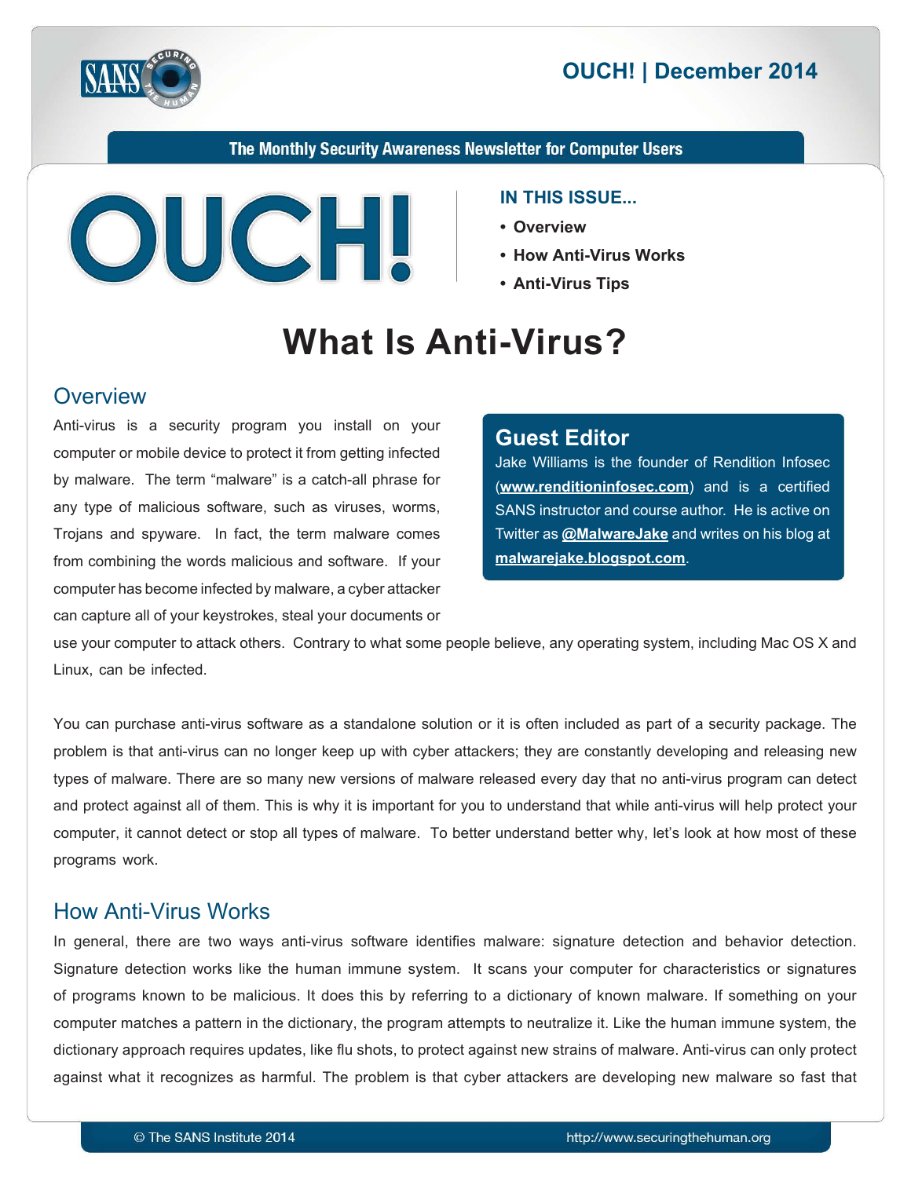OUCH! | December 2014

The Monthly Security Awareness Newsletter for Computer Users

**IN THIS ISSUE...**

- Overview
- How Anti-Virus Works
- Anti-Virus Tips

# What Is Anti-Virus?

## Overview

Anti-virus is a security program you install on your computer or mobile device to protect it from getting infected by malware. The term "malware" is a catch-all phrase for any type of malicious software, such as viruses, worms, Trojans and spyware. In fact, the term malware comes from combining the words malicious and software. If your computer has become infected by malware, a cyber attacker can capture all of your keystrokes, steal your documents or use your computer to attack others. Contrary to what some people believe, any operating system, including Mac OS X and Linux, can be infected.

> **Guest Editor**
>
> Jake Williams is the founder of Rendition Infosec (**www.renditioninfosec.com**) and is a certified SANS instructor and course author. He is active on Twitter as **@MalwareJake** and writes on his blog at **malwarejake.blogspot.com**.

You can purchase anti-virus software as a standalone solution or it is often included as part of a security package. The problem is that anti-virus can no longer keep up with cyber attackers; they are constantly developing and releasing new types of malware. There are so many new versions of malware released every day that no anti-virus program can detect and protect against all of them. This is why it is important for you to understand that while anti-virus will help protect your computer, it cannot detect or stop all types of malware. To better understand better why, let's look at how most of these programs work.

## How Anti-Virus Works

In general, there are two ways anti-virus software identifies malware: signature detection and behavior detection. Signature detection works like the human immune system. It scans your computer for characteristics or signatures of programs known to be malicious. It does this by referring to a dictionary of known malware. If something on your computer matches a pattern in the dictionary, the program attempts to neutralize it. Like the human immune system, the dictionary approach requires updates, like flu shots, to protect against new strains of malware. Anti-virus can only protect against what it recognizes as harmful. The problem is that cyber attackers are developing new malware so fast that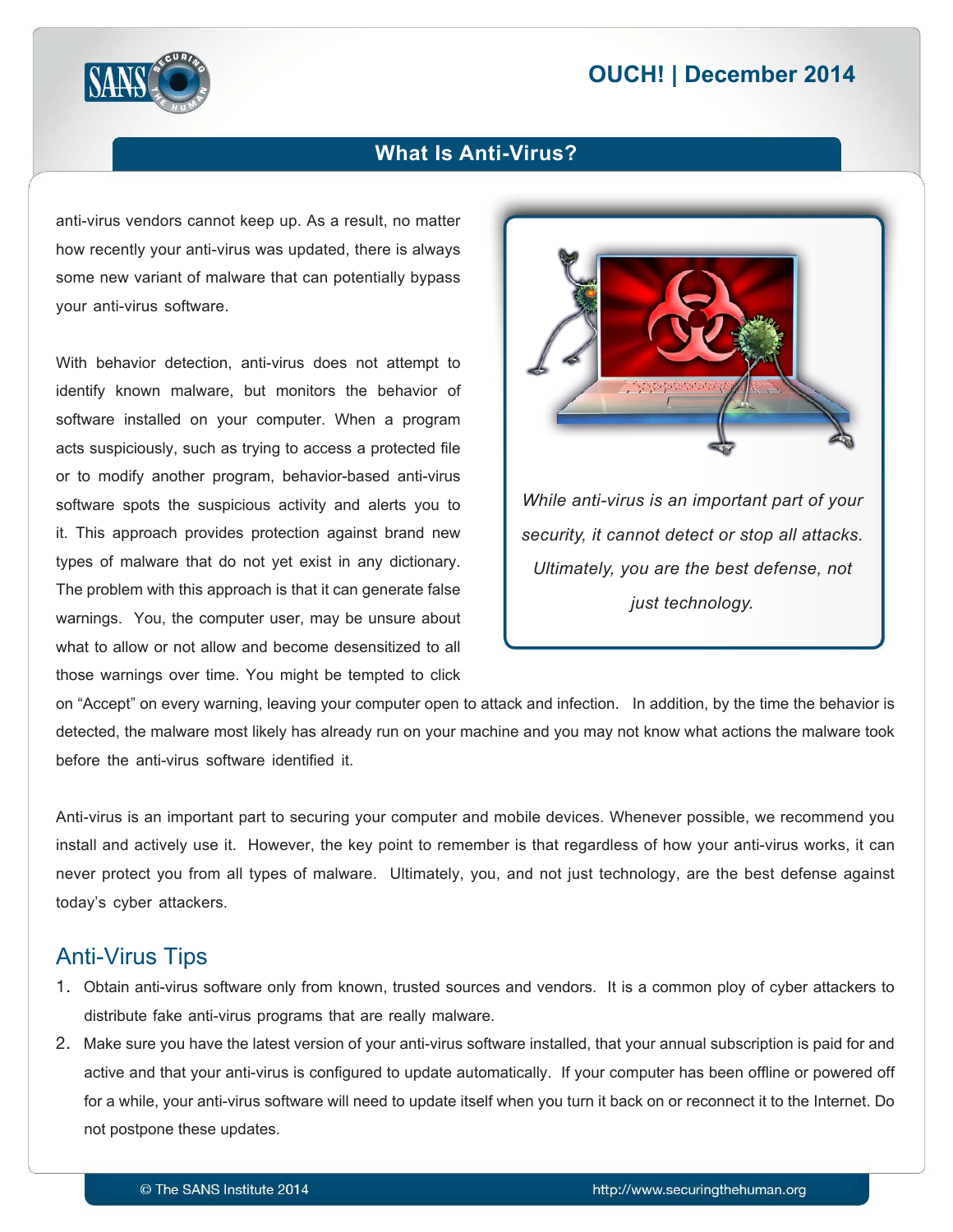anti-virus vendors cannot keep up. As a result, no matter how recently your anti-virus was updated, there is always some new variant of malware that can potentially bypass your anti-virus software.

*While anti-virus is an important part of your security, it cannot detect or stop all attacks. Ultimately, you are the best defense, not just technology.*

With behavior detection, anti-virus does not attempt to identify known malware, but monitors the behavior of software installed on your computer. When a program acts suspiciously, such as trying to access a protected file or to modify another program, behavior-based anti-virus software spots the suspicious activity and alerts you to it. This approach provides protection against brand new types of malware that do not yet exist in any dictionary. The problem with this approach is that it can generate false warnings. You, the computer user, may be unsure about what to allow or not allow and become desensitized to all those warnings over time. You might be tempted to click on "Accept" on every warning, leaving your computer open to attack and infection. In addition, by the time the behavior is detected, the malware most likely has already run on your machine and you may not know what actions the malware took before the anti-virus software identified it.

Anti-virus is an important part to securing your computer and mobile devices. Whenever possible, we recommend you install and actively use it. However, the key point to remember is that regardless of how your anti-virus works, it can never protect you from all types of malware. Ultimately, you, and not just technology, are the best defense against today's cyber attackers.

## Anti-Virus Tips

1. Obtain anti-virus software only from known, trusted sources and vendors. It is a common ploy of cyber attackers to distribute fake anti-virus programs that are really malware.
2. Make sure you have the latest version of your anti-virus software installed, that your annual subscription is paid for and active and that your anti-virus is configured to update automatically. If your computer has been offline or powered off for a while, your anti-virus software will need to update itself when you turn it back on or reconnect it to the Internet. Do not postpone these updates.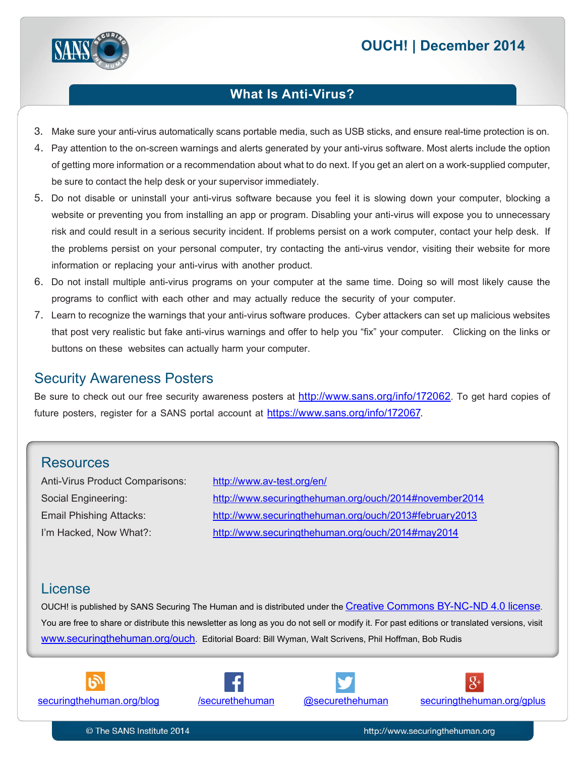3. Make sure your anti-virus automatically scans portable media, such as USB sticks, and ensure real-time protection is on.
4. Pay attention to the on-screen warnings and alerts generated by your anti-virus software. Most alerts include the option of getting more information or a recommendation about what to do next. If you get an alert on a work-supplied computer, be sure to contact the help desk or your supervisor immediately.
5. Do not disable or uninstall your anti-virus software because you feel it is slowing down your computer, blocking a website or preventing you from installing an app or program. Disabling your anti-virus will expose you to unnecessary risk and could result in a serious security incident. If problems persist on a work computer, contact your help desk. If the problems persist on your personal computer, try contacting the anti-virus vendor, visiting their website for more information or replacing your anti-virus with another product.
6. Do not install multiple anti-virus programs on your computer at the same time. Doing so will most likely cause the programs to conflict with each other and may actually reduce the security of your computer.
7. Learn to recognize the warnings that your anti-virus software produces. Cyber attackers can set up malicious websites that post very realistic but fake anti-virus warnings and offer to help you "fix" your computer. Clicking on the links or buttons on these websites can actually harm your computer.

## Security Awareness Posters

Be sure to check out our free security awareness posters at http://www.sans.org/info/172062. To get hard copies of future posters, register for a SANS portal account at https://www.sans.org/info/172067.

## Resources

| | |
|---|---|
| Anti-Virus Product Comparisons: | http://www.av-test.org/en/ |
| Social Engineering: | http://www.securingthehuman.org/ouch/2014#november2014 |
| Email Phishing Attacks: | http://www.securingthehuman.org/ouch/2013#february2013 |
| I'm Hacked, Now What?: | http://www.securingthehuman.org/ouch/2014#may2014 |

## License

OUCH! is published by SANS Securing The Human and is distributed under the Creative Commons BY-NC-ND 4.0 license. You are free to share or distribute this newsletter as long as you do not sell or modify it. For past editions or translated versions, visit www.securingthehuman.org/ouch. Editorial Board: Bill Wyman, Walt Scrivens, Phil Hoffman, Bob Rudis

securingthehuman.org/blog    /securethehuman    @securethehuman    securingthehuman.org/gplus